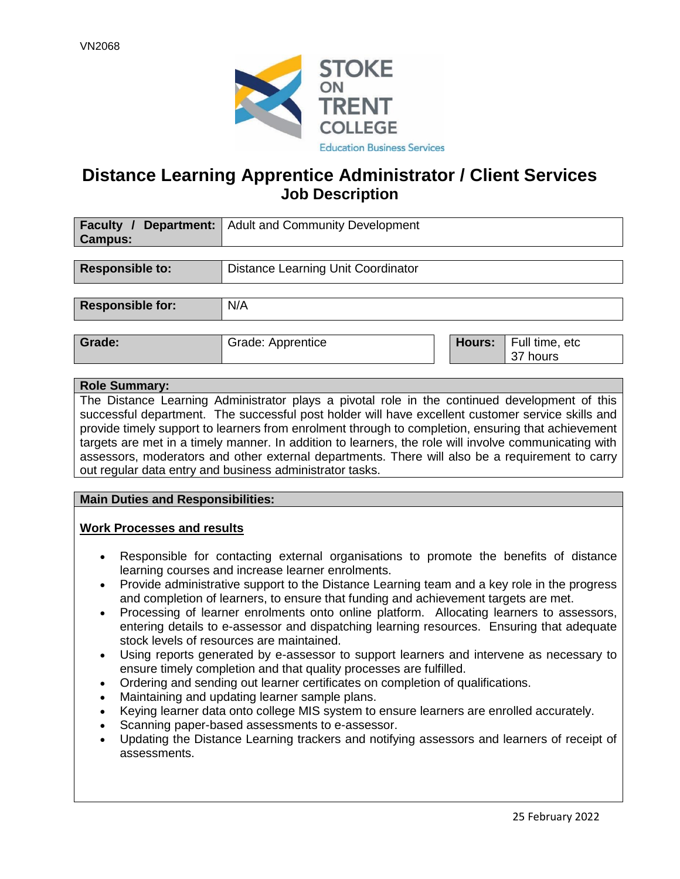VN2068

STOKE ON TRENT COLLEGE
Education Business Services

# Distance Learning Apprentice Administrator / Client Services
## Job Description

| | |
|---|---|
| **Faculty / Department: Campus:** | Adult and Community Development |

| | |
|---|---|
| **Responsible to:** | Distance Learning Unit Coordinator |

| | |
|---|---|
| **Responsible for:** | N/A |

| | | | |
|---|---|---|---|
| **Grade:** | Grade: Apprentice | **Hours:** | Full time, etc 37 hours |

**Role Summary:**

The Distance Learning Administrator plays a pivotal role in the continued development of this successful department. The successful post holder will have excellent customer service skills and provide timely support to learners from enrolment through to completion, ensuring that achievement targets are met in a timely manner. In addition to learners, the role will involve communicating with assessors, moderators and other external departments. There will also be a requirement to carry out regular data entry and business administrator tasks.

**Main Duties and Responsibilities:**

**Work Processes and results**

- Responsible for contacting external organisations to promote the benefits of distance learning courses and increase learner enrolments.
- Provide administrative support to the Distance Learning team and a key role in the progress and completion of learners, to ensure that funding and achievement targets are met.
- Processing of learner enrolments onto online platform. Allocating learners to assessors, entering details to e-assessor and dispatching learning resources. Ensuring that adequate stock levels of resources are maintained.
- Using reports generated by e-assessor to support learners and intervene as necessary to ensure timely completion and that quality processes are fulfilled.
- Ordering and sending out learner certificates on completion of qualifications.
- Maintaining and updating learner sample plans.
- Keying learner data onto college MIS system to ensure learners are enrolled accurately.
- Scanning paper-based assessments to e-assessor.
- Updating the Distance Learning trackers and notifying assessors and learners of receipt of assessments.

25 February 2022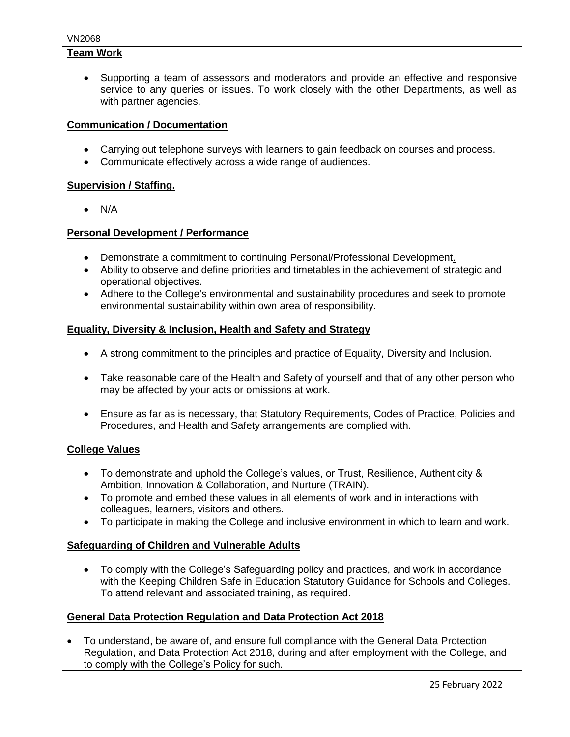**Team Work**

- Supporting a team of assessors and moderators and provide an effective and responsive service to any queries or issues. To work closely with the other Departments, as well as with partner agencies.

**Communication / Documentation**

- Carrying out telephone surveys with learners to gain feedback on courses and process.
- Communicate effectively across a wide range of audiences.

**Supervision / Staffing.**

- N/A

**Personal Development / Performance**

- Demonstrate a commitment to continuing Personal/Professional Development.
- Ability to observe and define priorities and timetables in the achievement of strategic and operational objectives.
- Adhere to the College's environmental and sustainability procedures and seek to promote environmental sustainability within own area of responsibility.

**Equality, Diversity & Inclusion, Health and Safety and Strategy**

- A strong commitment to the principles and practice of Equality, Diversity and Inclusion.
- Take reasonable care of the Health and Safety of yourself and that of any other person who may be affected by your acts or omissions at work.
- Ensure as far as is necessary, that Statutory Requirements, Codes of Practice, Policies and Procedures, and Health and Safety arrangements are complied with.

**College Values**

- To demonstrate and uphold the College's values, or Trust, Resilience, Authenticity & Ambition, Innovation & Collaboration, and Nurture (TRAIN).
- To promote and embed these values in all elements of work and in interactions with colleagues, learners, visitors and others.
- To participate in making the College and inclusive environment in which to learn and work.

**Safeguarding of Children and Vulnerable Adults**

- To comply with the College's Safeguarding policy and practices, and work in accordance with the Keeping Children Safe in Education Statutory Guidance for Schools and Colleges. To attend relevant and associated training, as required.

**General Data Protection Regulation and Data Protection Act 2018**

- To understand, be aware of, and ensure full compliance with the General Data Protection Regulation, and Data Protection Act 2018, during and after employment with the College, and to comply with the College's Policy for such.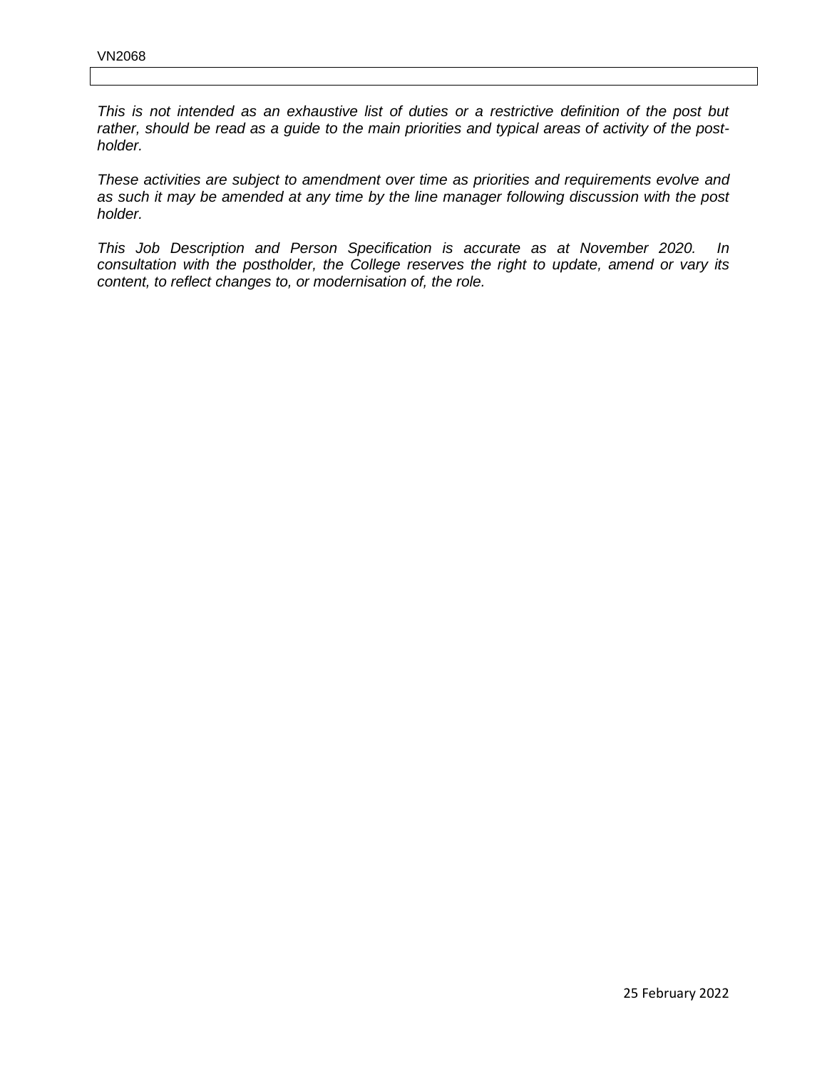*This is not intended as an exhaustive list of duties or a restrictive definition of the post but rather, should be read as a guide to the main priorities and typical areas of activity of the post-holder.*

*These activities are subject to amendment over time as priorities and requirements evolve and as such it may be amended at any time by the line manager following discussion with the post holder.*

*This Job Description and Person Specification is accurate as at November 2020. In consultation with the postholder, the College reserves the right to update, amend or vary its content, to reflect changes to, or modernisation of, the role.*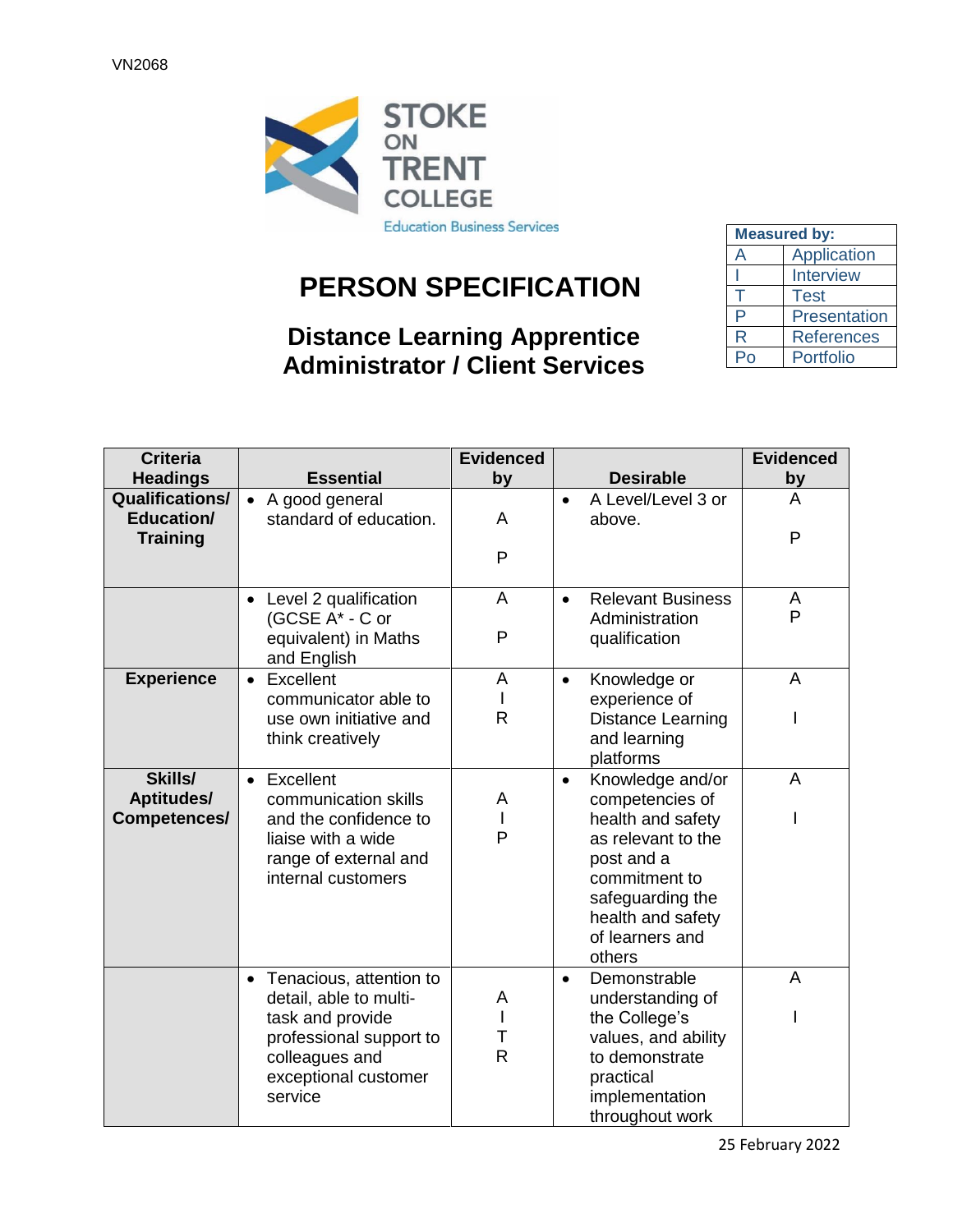VN2068

Stoke on Trent College
Education Business Services

# PERSON SPECIFICATION

## Distance Learning Apprentice Administrator / Client Services

| Measured by: | |
|---|---|
| A | Application |
| I | Interview |
| T | Test |
| P | Presentation |
| R | References |
| Po | Portfolio |

| Criteria Headings | Essential | Evidenced by | Desirable | Evidenced by |
|---|---|---|---|---|
| Qualifications/ Education/ Training | • A good general standard of education. | A<br>P | • A Level/Level 3 or above. | A<br>P |
| | • Level 2 qualification (GCSE A* - C or equivalent) in Maths and English | A<br>P | • Relevant Business Administration qualification | A<br>P |
| Experience | • Excellent communicator able to use own initiative and think creatively | A<br>I<br>R | • Knowledge or experience of Distance Learning and learning platforms | A<br>I |
| Skills/ Aptitudes/ Competences/ | • Excellent communication skills and the confidence to liaise with a wide range of external and internal customers | A<br>I<br>P | • Knowledge and/or competencies of health and safety as relevant to the post and a commitment to safeguarding the health and safety of learners and others | A<br>I |
| | • Tenacious, attention to detail, able to multi-task and provide professional support to colleagues and exceptional customer service | A<br>I<br>T<br>R | • Demonstrable understanding of the College's values, and ability to demonstrate practical implementation throughout work | A<br>I |

25 February 2022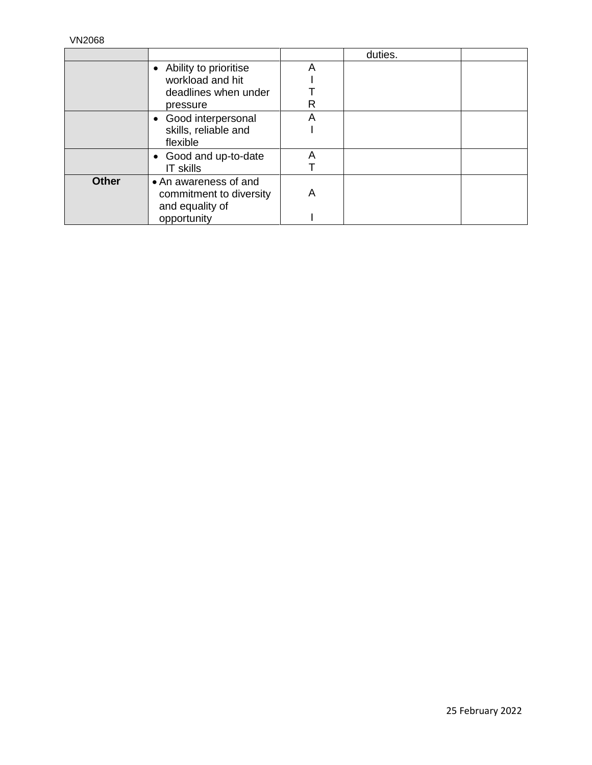| | | | | |
|---|---|---|---|---|
| | | | duties. | |
| | • Ability to prioritise workload and hit deadlines when under pressure | A I T R | | |
| | • Good interpersonal skills, reliable and flexible | A I | | |
| | • Good and up-to-date IT skills | A T | | |
| **Other** | • An awareness of and commitment to diversity and equality of opportunity | A I | | |